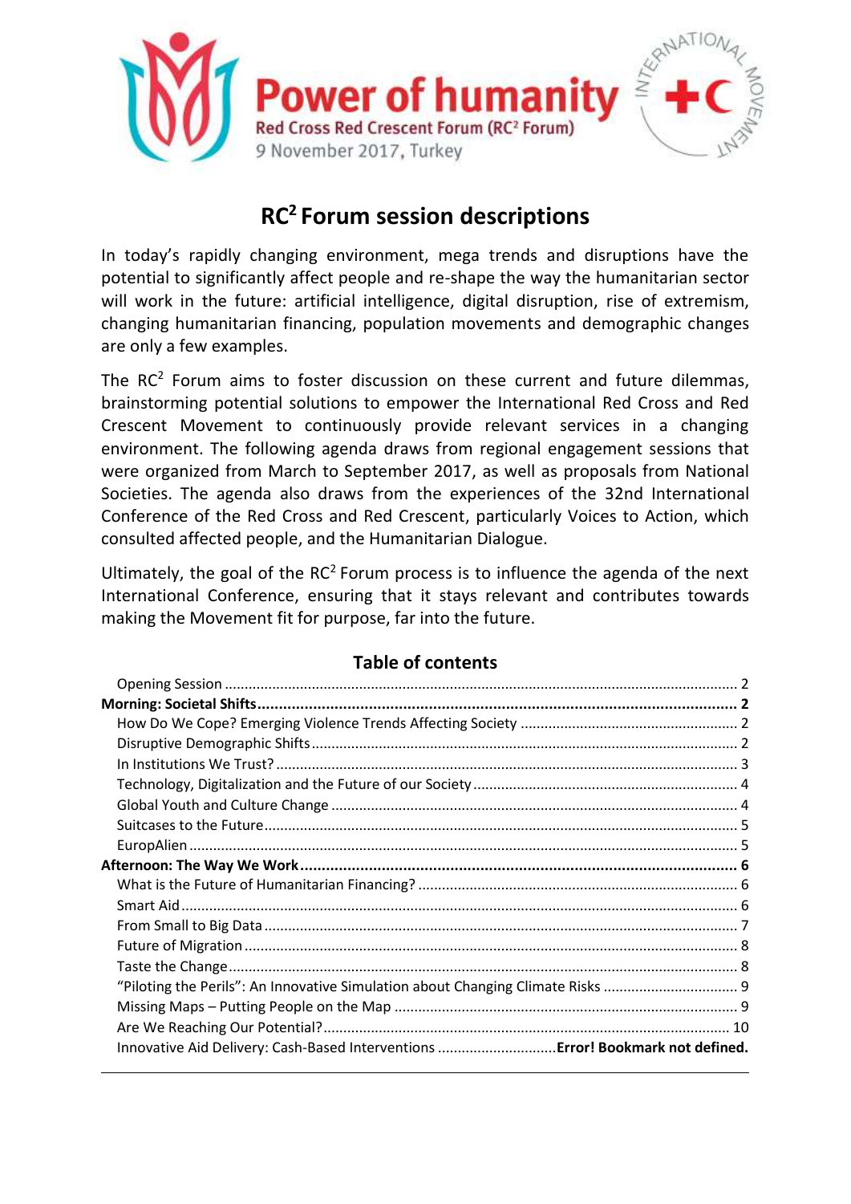**Power of humanity**
Red Cross Red Crescent Forum (RC² Forum)
9 November 2017, Turkey

# RC[2] Forum session descriptions

In today's rapidly changing environment, mega trends and disruptions have the potential to significantly affect people and re-shape the way the humanitarian sector will work in the future: artificial intelligence, digital disruption, rise of extremism, changing humanitarian financing, population movements and demographic changes are only a few examples.

The RC[2] Forum aims to foster discussion on these current and future dilemmas, brainstorming potential solutions to empower the International Red Cross and Red Crescent Movement to continuously provide relevant services in a changing environment. The following agenda draws from regional engagement sessions that were organized from March to September 2017, as well as proposals from National Societies. The agenda also draws from the experiences of the 32nd International Conference of the Red Cross and Red Crescent, particularly Voices to Action, which consulted affected people, and the Humanitarian Dialogue.

Ultimately, the goal of the RC[2] Forum process is to influence the agenda of the next International Conference, ensuring that it stays relevant and contributes towards making the Movement fit for purpose, far into the future.

## Table of contents

- Opening Session ... 2
- **Morning: Societal Shifts ... 2**
  - How Do We Cope? Emerging Violence Trends Affecting Society ... 2
  - Disruptive Demographic Shifts ... 2
  - In Institutions We Trust? ... 3
  - Technology, Digitalization and the Future of our Society ... 4
  - Global Youth and Culture Change ... 4
  - Suitcases to the Future ... 5
  - EuropAlien ... 5
- **Afternoon: The Way We Work ... 6**
  - What is the Future of Humanitarian Financing? ... 6
  - Smart Aid ... 6
  - From Small to Big Data ... 7
  - Future of Migration ... 8
  - Taste the Change ... 8
  - "Piloting the Perils": An Innovative Simulation about Changing Climate Risks ... 9
  - Missing Maps – Putting People on the Map ... 9
  - Are We Reaching Our Potential? ... 10
  - Innovative Aid Delivery: Cash-Based Interventions ... **Error! Bookmark not defined.**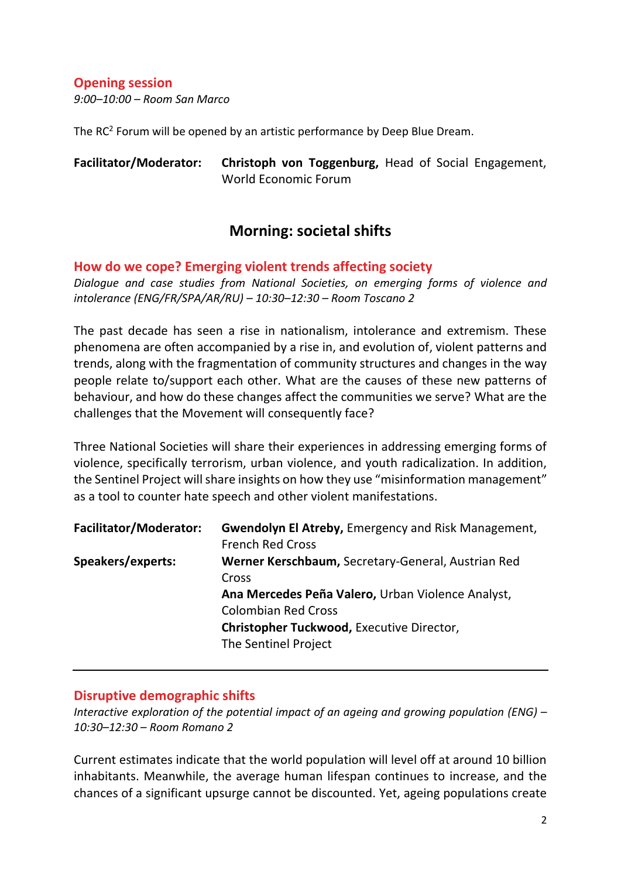## Opening session

*9:00–10:00 – Room San Marco*

The RC² Forum will be opened by an artistic performance by Deep Blue Dream.

**Facilitator/Moderator:** **Christoph von Toggenburg,** Head of Social Engagement, World Economic Forum

# Morning: societal shifts

## How do we cope? Emerging violent trends affecting society

*Dialogue and case studies from National Societies, on emerging forms of violence and intolerance (ENG/FR/SPA/AR/RU) – 10:30–12:30 – Room Toscano 2*

The past decade has seen a rise in nationalism, intolerance and extremism. These phenomena are often accompanied by a rise in, and evolution of, violent patterns and trends, along with the fragmentation of community structures and changes in the way people relate to/support each other. What are the causes of these new patterns of behaviour, and how do these changes affect the communities we serve? What are the challenges that the Movement will consequently face?

Three National Societies will share their experiences in addressing emerging forms of violence, specifically terrorism, urban violence, and youth radicalization. In addition, the Sentinel Project will share insights on how they use "misinformation management" as a tool to counter hate speech and other violent manifestations.

**Facilitator/Moderator:** **Gwendolyn El Atreby,** Emergency and Risk Management, French Red Cross

**Speakers/experts:**
**Werner Kerschbaum,** Secretary-General, Austrian Red Cross
**Ana Mercedes Peña Valero,** Urban Violence Analyst, Colombian Red Cross
**Christopher Tuckwood,** Executive Director, The Sentinel Project

---

## Disruptive demographic shifts

*Interactive exploration of the potential impact of an ageing and growing population (ENG) – 10:30–12:30 – Room Romano 2*

Current estimates indicate that the world population will level off at around 10 billion inhabitants. Meanwhile, the average human lifespan continues to increase, and the chances of a significant upsurge cannot be discounted. Yet, ageing populations create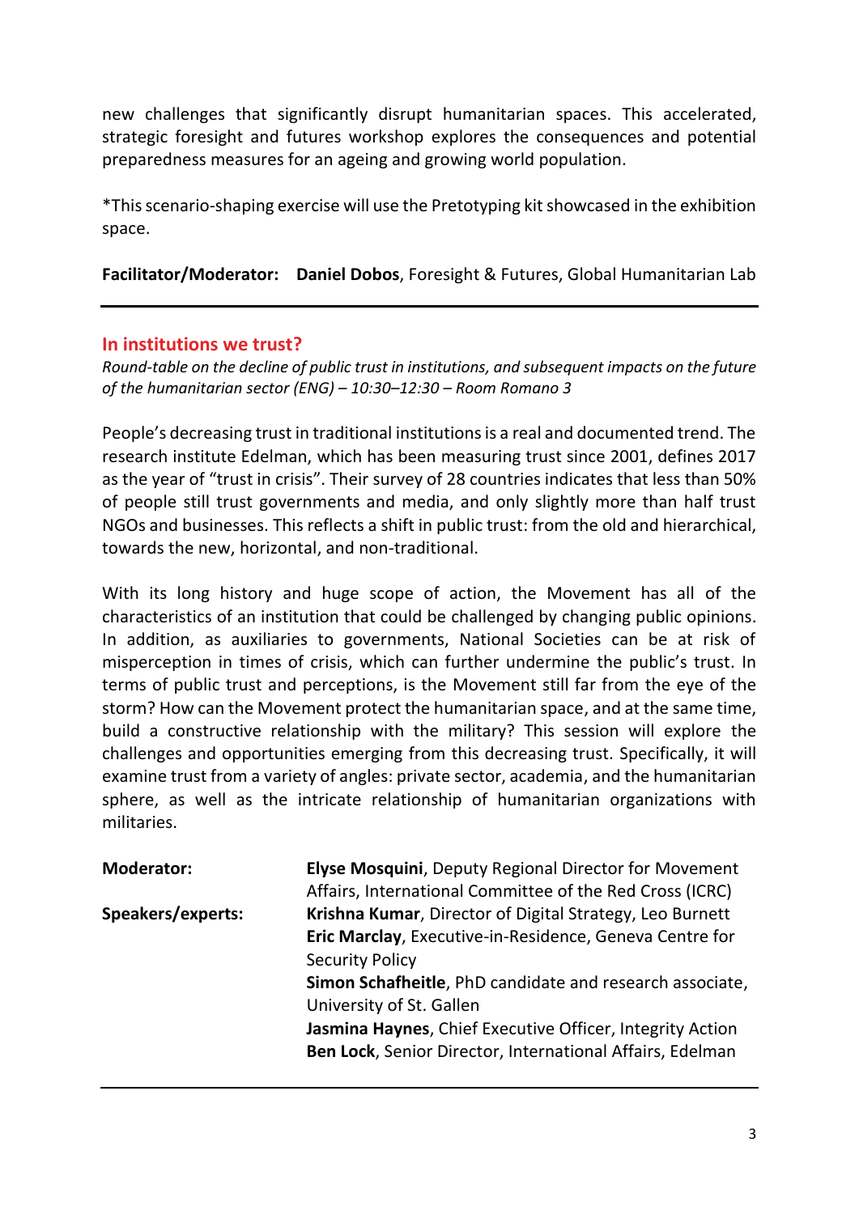new challenges that significantly disrupt humanitarian spaces. This accelerated, strategic foresight and futures workshop explores the consequences and potential preparedness measures for an ageing and growing world population.

*This scenario-shaping exercise will use the Pretotyping kit showcased in the exhibition space.

**Facilitator/Moderator:** **Daniel Dobos**, Foresight & Futures, Global Humanitarian Lab

---

## In institutions we trust?

*Round-table on the decline of public trust in institutions, and subsequent impacts on the future of the humanitarian sector (ENG) – 10:30–12:30 – Room Romano 3*

People's decreasing trust in traditional institutions is a real and documented trend. The research institute Edelman, which has been measuring trust since 2001, defines 2017 as the year of "trust in crisis". Their survey of 28 countries indicates that less than 50% of people still trust governments and media, and only slightly more than half trust NGOs and businesses. This reflects a shift in public trust: from the old and hierarchical, towards the new, horizontal, and non-traditional.

With its long history and huge scope of action, the Movement has all of the characteristics of an institution that could be challenged by changing public opinions. In addition, as auxiliaries to governments, National Societies can be at risk of misperception in times of crisis, which can further undermine the public's trust. In terms of public trust and perceptions, is the Movement still far from the eye of the storm? How can the Movement protect the humanitarian space, and at the same time, build a constructive relationship with the military? This session will explore the challenges and opportunities emerging from this decreasing trust. Specifically, it will examine trust from a variety of angles: private sector, academia, and the humanitarian sphere, as well as the intricate relationship of humanitarian organizations with militaries.

**Moderator:** **Elyse Mosquini**, Deputy Regional Director for Movement Affairs, International Committee of the Red Cross (ICRC)

**Speakers/experts:**
**Krishna Kumar**, Director of Digital Strategy, Leo Burnett
**Eric Marclay**, Executive-in-Residence, Geneva Centre for Security Policy
**Simon Schafheitle**, PhD candidate and research associate, University of St. Gallen
**Jasmina Haynes**, Chief Executive Officer, Integrity Action
**Ben Lock**, Senior Director, International Affairs, Edelman

---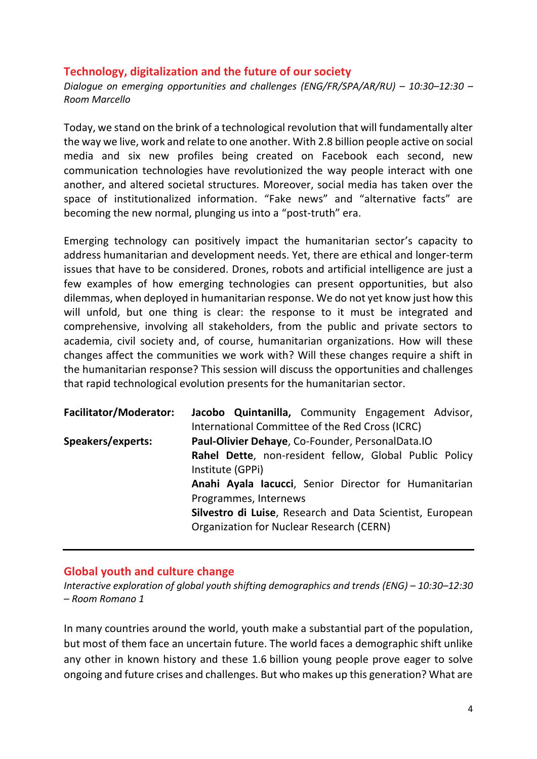## Technology, digitalization and the future of our society

*Dialogue on emerging opportunities and challenges (ENG/FR/SPA/AR/RU) – 10:30–12:30 – Room Marcello*

Today, we stand on the brink of a technological revolution that will fundamentally alter the way we live, work and relate to one another. With 2.8 billion people active on social media and six new profiles being created on Facebook each second, new communication technologies have revolutionized the way people interact with one another, and altered societal structures. Moreover, social media has taken over the space of institutionalized information. "Fake news" and "alternative facts" are becoming the new normal, plunging us into a "post-truth" era.

Emerging technology can positively impact the humanitarian sector's capacity to address humanitarian and development needs. Yet, there are ethical and longer-term issues that have to be considered. Drones, robots and artificial intelligence are just a few examples of how emerging technologies can present opportunities, but also dilemmas, when deployed in humanitarian response. We do not yet know just how this will unfold, but one thing is clear: the response to it must be integrated and comprehensive, involving all stakeholders, from the public and private sectors to academia, civil society and, of course, humanitarian organizations. How will these changes affect the communities we work with? Will these changes require a shift in the humanitarian response? This session will discuss the opportunities and challenges that rapid technological evolution presents for the humanitarian sector.

| | |
|---|---|
| **Facilitator/Moderator:** | **Jacobo Quintanilla,** Community Engagement Advisor, International Committee of the Red Cross (ICRC) |
| **Speakers/experts:** | **Paul-Olivier Dehaye**, Co-Founder, PersonalData.IO |
| | **Rahel Dette**, non-resident fellow, Global Public Policy Institute (GPPi) |
| | **Anahi Ayala Iacucci**, Senior Director for Humanitarian Programmes, Internews |
| | **Silvestro di Luise**, Research and Data Scientist, European Organization for Nuclear Research (CERN) |

---

## Global youth and culture change

*Interactive exploration of global youth shifting demographics and trends (ENG) – 10:30–12:30 – Room Romano 1*

In many countries around the world, youth make a substantial part of the population, but most of them face an uncertain future. The world faces a demographic shift unlike any other in known history and these 1.6 billion young people prove eager to solve ongoing and future crises and challenges. But who makes up this generation? What are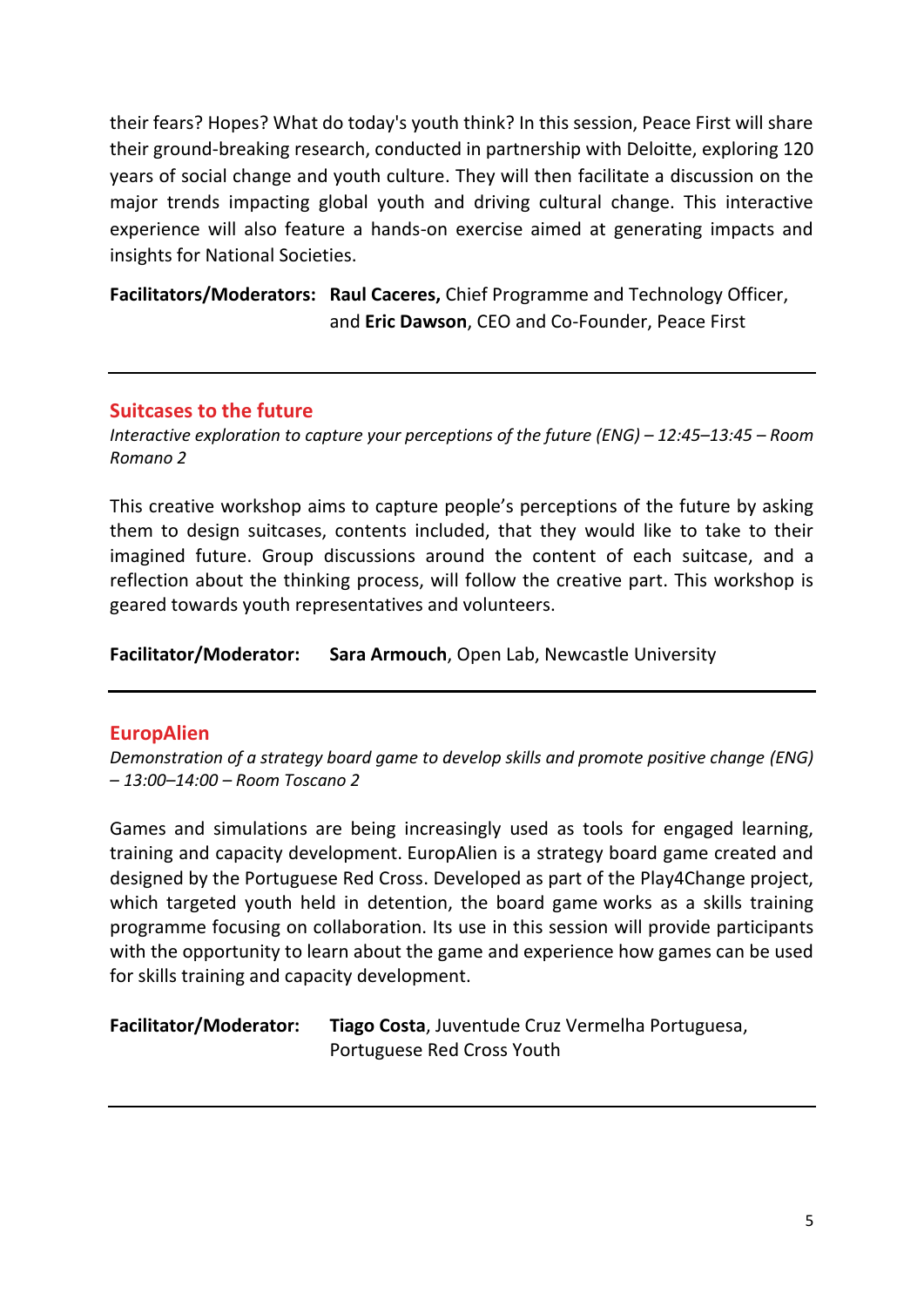their fears? Hopes? What do today's youth think? In this session, Peace First will share their ground-breaking research, conducted in partnership with Deloitte, exploring 120 years of social change and youth culture. They will then facilitate a discussion on the major trends impacting global youth and driving cultural change. This interactive experience will also feature a hands-on exercise aimed at generating impacts and insights for National Societies.

**Facilitators/Moderators:** **Raul Caceres,** Chief Programme and Technology Officer, and **Eric Dawson**, CEO and Co-Founder, Peace First

---

## Suitcases to the future

*Interactive exploration to capture your perceptions of the future (ENG) – 12:45–13:45 – Room Romano 2*

This creative workshop aims to capture people's perceptions of the future by asking them to design suitcases, contents included, that they would like to take to their imagined future. Group discussions around the content of each suitcase, and a reflection about the thinking process, will follow the creative part. This workshop is geared towards youth representatives and volunteers.

**Facilitator/Moderator:** **Sara Armouch**, Open Lab, Newcastle University

---

## EuropAlien

*Demonstration of a strategy board game to develop skills and promote positive change (ENG) – 13:00–14:00 – Room Toscano 2*

Games and simulations are being increasingly used as tools for engaged learning, training and capacity development. EuropAlien is a strategy board game created and designed by the Portuguese Red Cross. Developed as part of the Play4Change project, which targeted youth held in detention, the board game works as a skills training programme focusing on collaboration. Its use in this session will provide participants with the opportunity to learn about the game and experience how games can be used for skills training and capacity development.

**Facilitator/Moderator:** **Tiago Costa**, Juventude Cruz Vermelha Portuguesa, Portuguese Red Cross Youth

---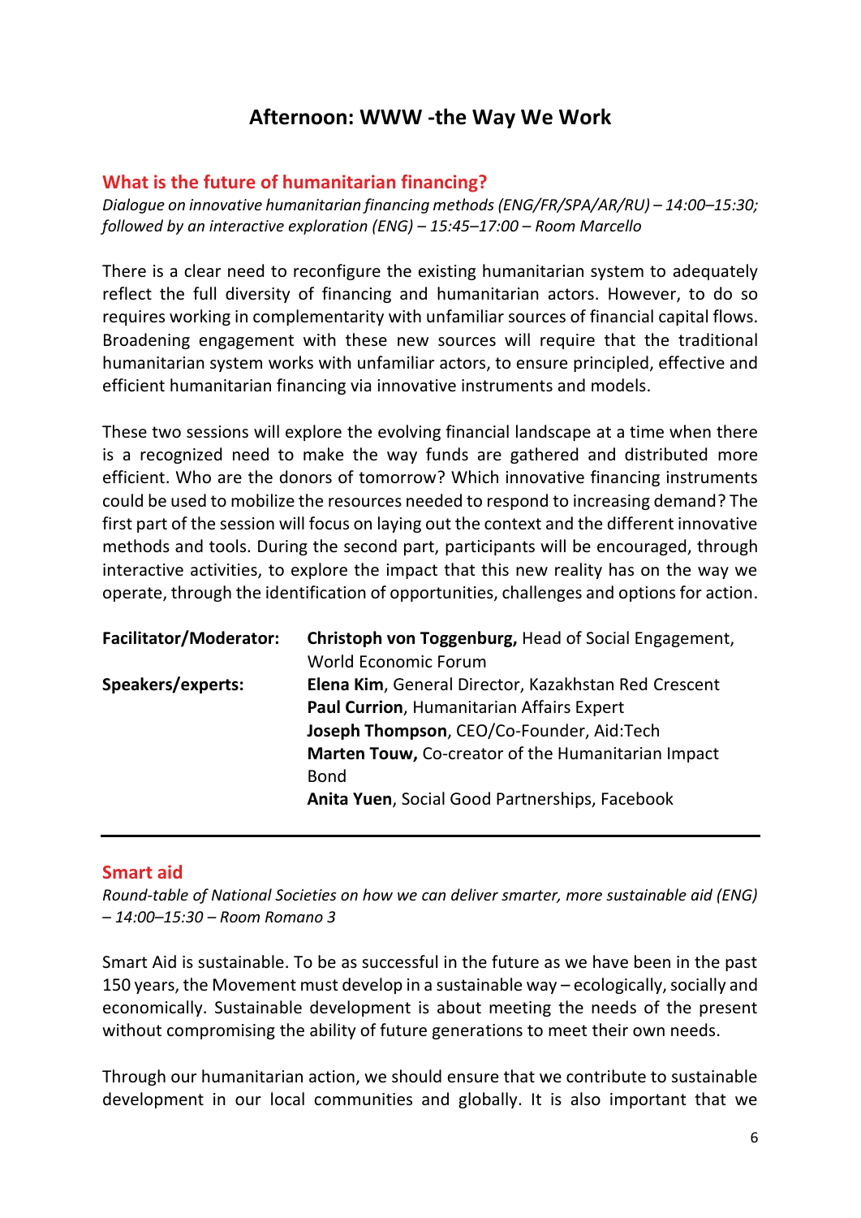# Afternoon: WWW -the Way We Work

## What is the future of humanitarian financing?

*Dialogue on innovative humanitarian financing methods (ENG/FR/SPA/AR/RU) – 14:00–15:30; followed by an interactive exploration (ENG) – 15:45–17:00 – Room Marcello*

There is a clear need to reconfigure the existing humanitarian system to adequately reflect the full diversity of financing and humanitarian actors. However, to do so requires working in complementarity with unfamiliar sources of financial capital flows. Broadening engagement with these new sources will require that the traditional humanitarian system works with unfamiliar actors, to ensure principled, effective and efficient humanitarian financing via innovative instruments and models.

These two sessions will explore the evolving financial landscape at a time when there is a recognized need to make the way funds are gathered and distributed more efficient. Who are the donors of tomorrow? Which innovative financing instruments could be used to mobilize the resources needed to respond to increasing demand? The first part of the session will focus on laying out the context and the different innovative methods and tools. During the second part, participants will be encouraged, through interactive activities, to explore the impact that this new reality has on the way we operate, through the identification of opportunities, challenges and options for action.

| | |
|---|---|
| **Facilitator/Moderator:** | **Christoph von Toggenburg,** Head of Social Engagement, World Economic Forum |
| **Speakers/experts:** | **Elena Kim**, General Director, Kazakhstan Red Crescent<br>**Paul Currion**, Humanitarian Affairs Expert<br>**Joseph Thompson**, CEO/Co-Founder, Aid:Tech<br>**Marten Touw,** Co-creator of the Humanitarian Impact Bond<br>**Anita Yuen**, Social Good Partnerships, Facebook |

---

## Smart aid

*Round-table of National Societies on how we can deliver smarter, more sustainable aid (ENG) – 14:00–15:30 – Room Romano 3*

Smart Aid is sustainable. To be as successful in the future as we have been in the past 150 years, the Movement must develop in a sustainable way – ecologically, socially and economically. Sustainable development is about meeting the needs of the present without compromising the ability of future generations to meet their own needs.

Through our humanitarian action, we should ensure that we contribute to sustainable development in our local communities and globally. It is also important that we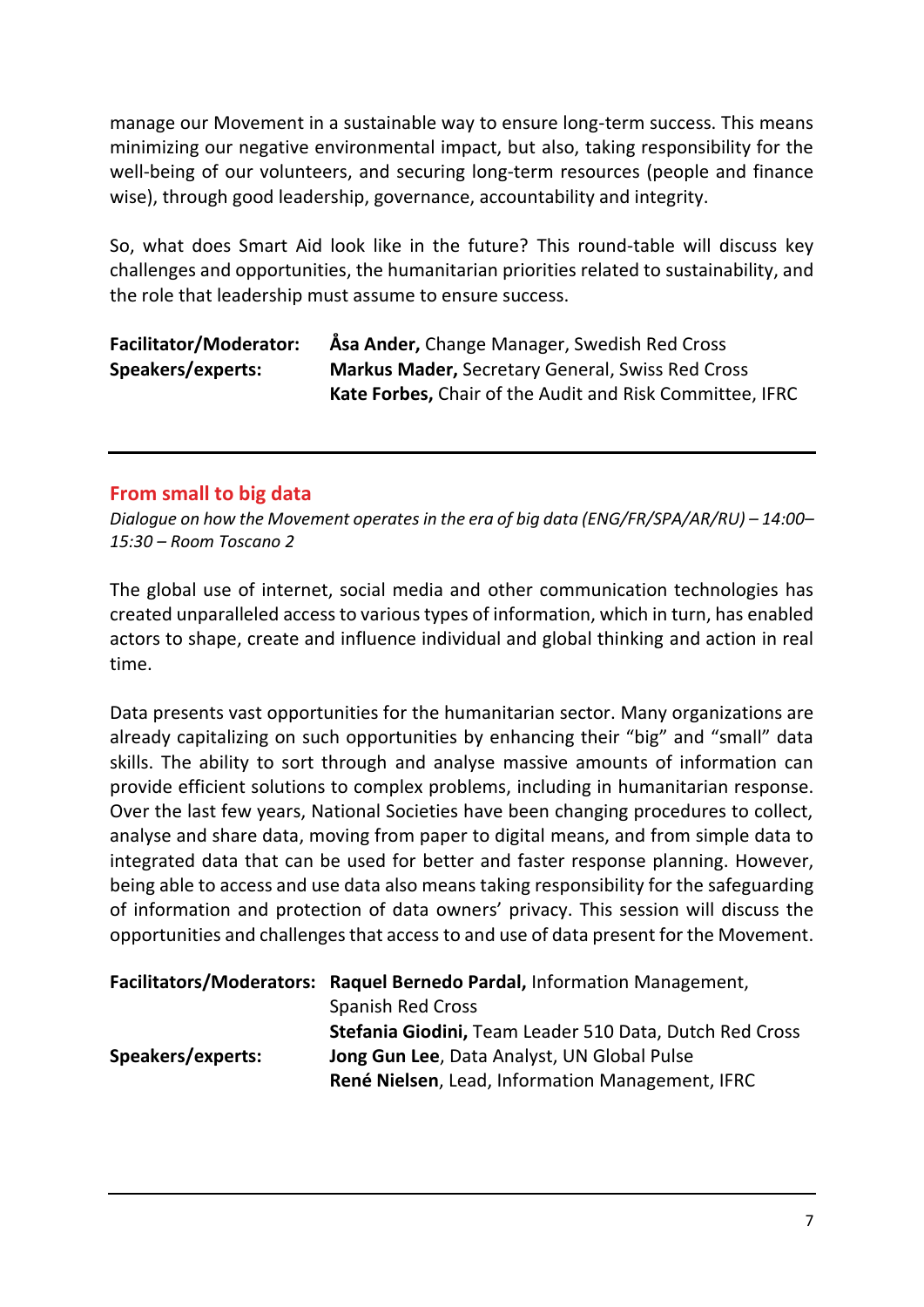manage our Movement in a sustainable way to ensure long-term success. This means minimizing our negative environmental impact, but also, taking responsibility for the well-being of our volunteers, and securing long-term resources (people and finance wise), through good leadership, governance, accountability and integrity.

So, what does Smart Aid look like in the future? This round-table will discuss key challenges and opportunities, the humanitarian priorities related to sustainability, and the role that leadership must assume to ensure success.

| | |
|---|---|
| **Facilitator/Moderator:** | **Åsa Ander,** Change Manager, Swedish Red Cross |
| **Speakers/experts:** | **Markus Mader,** Secretary General, Swiss Red Cross |
| | **Kate Forbes,** Chair of the Audit and Risk Committee, IFRC |

---

## From small to big data

*Dialogue on how the Movement operates in the era of big data (ENG/FR/SPA/AR/RU) – 14:00–15:30 – Room Toscano 2*

The global use of internet, social media and other communication technologies has created unparalleled access to various types of information, which in turn, has enabled actors to shape, create and influence individual and global thinking and action in real time.

Data presents vast opportunities for the humanitarian sector. Many organizations are already capitalizing on such opportunities by enhancing their "big" and "small" data skills. The ability to sort through and analyse massive amounts of information can provide efficient solutions to complex problems, including in humanitarian response. Over the last few years, National Societies have been changing procedures to collect, analyse and share data, moving from paper to digital means, and from simple data to integrated data that can be used for better and faster response planning. However, being able to access and use data also means taking responsibility for the safeguarding of information and protection of data owners' privacy. This session will discuss the opportunities and challenges that access to and use of data present for the Movement.

| | |
|---|---|
| **Facilitators/Moderators:** | **Raquel Bernedo Pardal,** Information Management, Spanish Red Cross |
| | **Stefania Giodini,** Team Leader 510 Data, Dutch Red Cross |
| **Speakers/experts:** | **Jong Gun Lee**, Data Analyst, UN Global Pulse |
| | **René Nielsen**, Lead, Information Management, IFRC |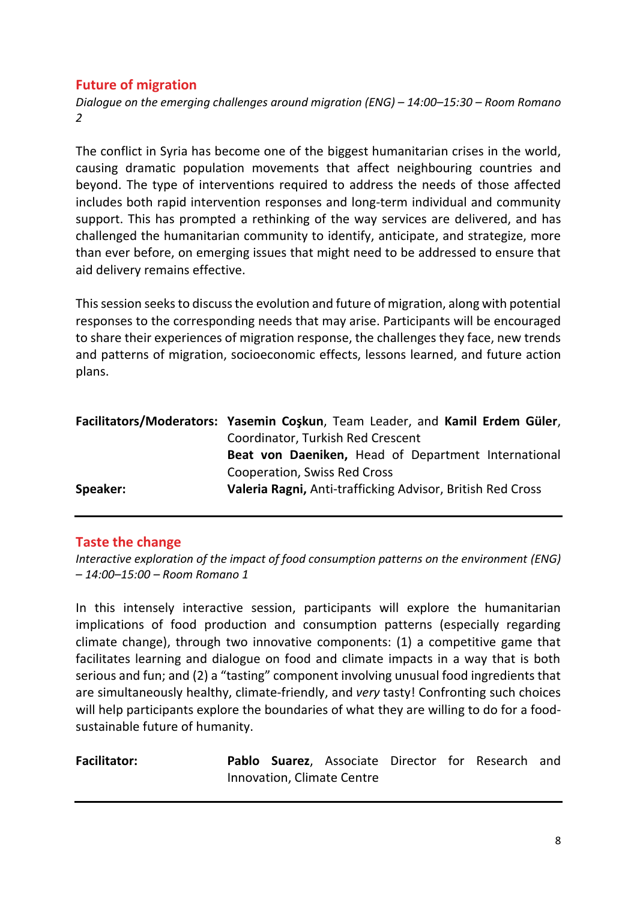## Future of migration

*Dialogue on the emerging challenges around migration (ENG) – 14:00–15:30 – Room Romano 2*

The conflict in Syria has become one of the biggest humanitarian crises in the world, causing dramatic population movements that affect neighbouring countries and beyond. The type of interventions required to address the needs of those affected includes both rapid intervention responses and long-term individual and community support. This has prompted a rethinking of the way services are delivered, and has challenged the humanitarian community to identify, anticipate, and strategize, more than ever before, on emerging issues that might need to be addressed to ensure that aid delivery remains effective.

This session seeks to discuss the evolution and future of migration, along with potential responses to the corresponding needs that may arise. Participants will be encouraged to share their experiences of migration response, the challenges they face, new trends and patterns of migration, socioeconomic effects, lessons learned, and future action plans.

**Facilitators/Moderators:** **Yasemin Coşkun**, Team Leader, and **Kamil Erdem Güler**, Coordinator, Turkish Red Crescent
**Beat von Daeniken,** Head of Department International Cooperation, Swiss Red Cross

**Speaker:** **Valeria Ragni,** Anti-trafficking Advisor, British Red Cross

---

## Taste the change

*Interactive exploration of the impact of food consumption patterns on the environment (ENG) – 14:00–15:00 – Room Romano 1*

In this intensely interactive session, participants will explore the humanitarian implications of food production and consumption patterns (especially regarding climate change), through two innovative components: (1) a competitive game that facilitates learning and dialogue on food and climate impacts in a way that is both serious and fun; and (2) a "tasting" component involving unusual food ingredients that are simultaneously healthy, climate-friendly, and *very* tasty! Confronting such choices will help participants explore the boundaries of what they are willing to do for a food-sustainable future of humanity.

**Facilitator:** **Pablo Suarez**, Associate Director for Research and Innovation, Climate Centre

---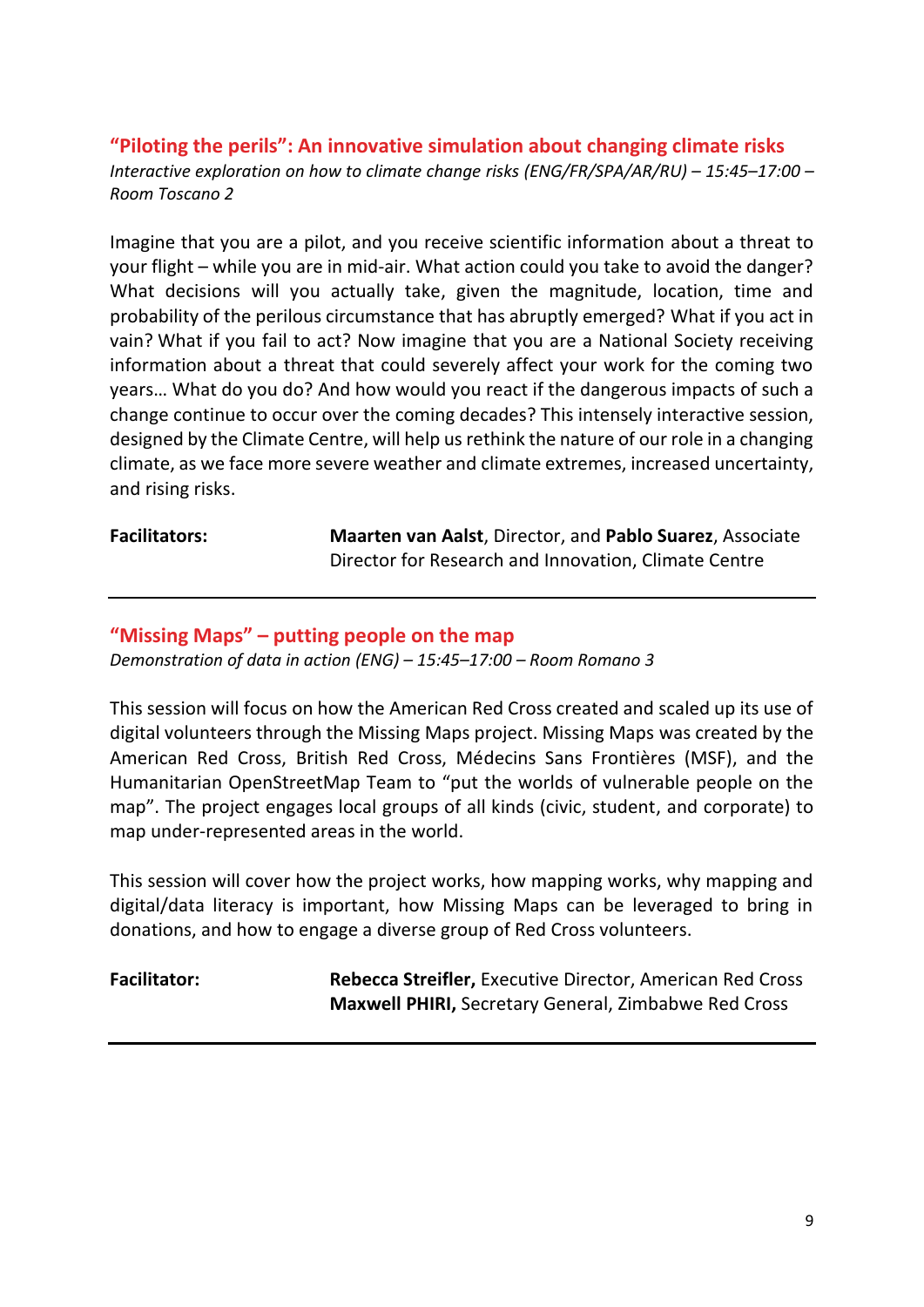### "Piloting the perils": An innovative simulation about changing climate risks

*Interactive exploration on how to climate change risks (ENG/FR/SPA/AR/RU) – 15:45–17:00 – Room Toscano 2*

Imagine that you are a pilot, and you receive scientific information about a threat to your flight – while you are in mid-air. What action could you take to avoid the danger? What decisions will you actually take, given the magnitude, location, time and probability of the perilous circumstance that has abruptly emerged? What if you act in vain? What if you fail to act? Now imagine that you are a National Society receiving information about a threat that could severely affect your work for the coming two years… What do you do? And how would you react if the dangerous impacts of such a change continue to occur over the coming decades? This intensely interactive session, designed by the Climate Centre, will help us rethink the nature of our role in a changing climate, as we face more severe weather and climate extremes, increased uncertainty, and rising risks.

**Facilitators:** **Maarten van Aalst**, Director, and **Pablo Suarez**, Associate Director for Research and Innovation, Climate Centre

---

### "Missing Maps" – putting people on the map

*Demonstration of data in action (ENG) – 15:45–17:00 – Room Romano 3*

This session will focus on how the American Red Cross created and scaled up its use of digital volunteers through the Missing Maps project. Missing Maps was created by the American Red Cross, British Red Cross, Médecins Sans Frontières (MSF), and the Humanitarian OpenStreetMap Team to "put the worlds of vulnerable people on the map". The project engages local groups of all kinds (civic, student, and corporate) to map under-represented areas in the world.

This session will cover how the project works, how mapping works, why mapping and digital/data literacy is important, how Missing Maps can be leveraged to bring in donations, and how to engage a diverse group of Red Cross volunteers.

**Facilitator:** **Rebecca Streifler,** Executive Director, American Red Cross
**Maxwell PHIRI,** Secretary General, Zimbabwe Red Cross

---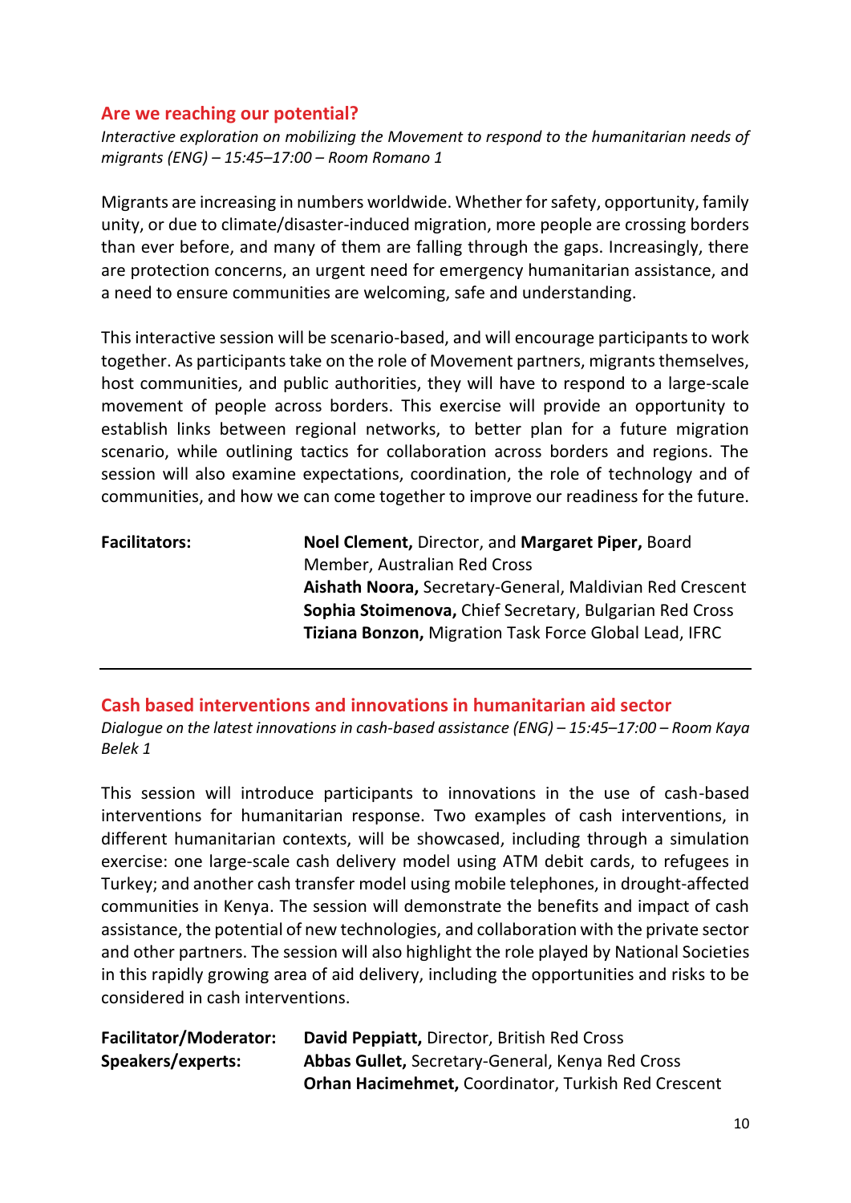## Are we reaching our potential?

*Interactive exploration on mobilizing the Movement to respond to the humanitarian needs of migrants (ENG) – 15:45–17:00 – Room Romano 1*

Migrants are increasing in numbers worldwide. Whether for safety, opportunity, family unity, or due to climate/disaster-induced migration, more people are crossing borders than ever before, and many of them are falling through the gaps. Increasingly, there are protection concerns, an urgent need for emergency humanitarian assistance, and a need to ensure communities are welcoming, safe and understanding.

This interactive session will be scenario-based, and will encourage participants to work together. As participants take on the role of Movement partners, migrants themselves, host communities, and public authorities, they will have to respond to a large-scale movement of people across borders. This exercise will provide an opportunity to establish links between regional networks, to better plan for a future migration scenario, while outlining tactics for collaboration across borders and regions. The session will also examine expectations, coordination, the role of technology and of communities, and how we can come together to improve our readiness for the future.

| | |
|---|---|
| **Facilitators:** | **Noel Clement,** Director, and **Margaret Piper,** Board Member, Australian Red Cross<br>**Aishath Noora,** Secretary-General, Maldivian Red Crescent<br>**Sophia Stoimenova,** Chief Secretary, Bulgarian Red Cross<br>**Tiziana Bonzon,** Migration Task Force Global Lead, IFRC |

---

## Cash based interventions and innovations in humanitarian aid sector

*Dialogue on the latest innovations in cash-based assistance (ENG) – 15:45–17:00 – Room Kaya Belek 1*

This session will introduce participants to innovations in the use of cash-based interventions for humanitarian response. Two examples of cash interventions, in different humanitarian contexts, will be showcased, including through a simulation exercise: one large-scale cash delivery model using ATM debit cards, to refugees in Turkey; and another cash transfer model using mobile telephones, in drought-affected communities in Kenya. The session will demonstrate the benefits and impact of cash assistance, the potential of new technologies, and collaboration with the private sector and other partners. The session will also highlight the role played by National Societies in this rapidly growing area of aid delivery, including the opportunities and risks to be considered in cash interventions.

| | |
|---|---|
| **Facilitator/Moderator:** | **David Peppiatt,** Director, British Red Cross |
| **Speakers/experts:** | **Abbas Gullet,** Secretary-General, Kenya Red Cross<br>**Orhan Hacimehmet,** Coordinator, Turkish Red Crescent |